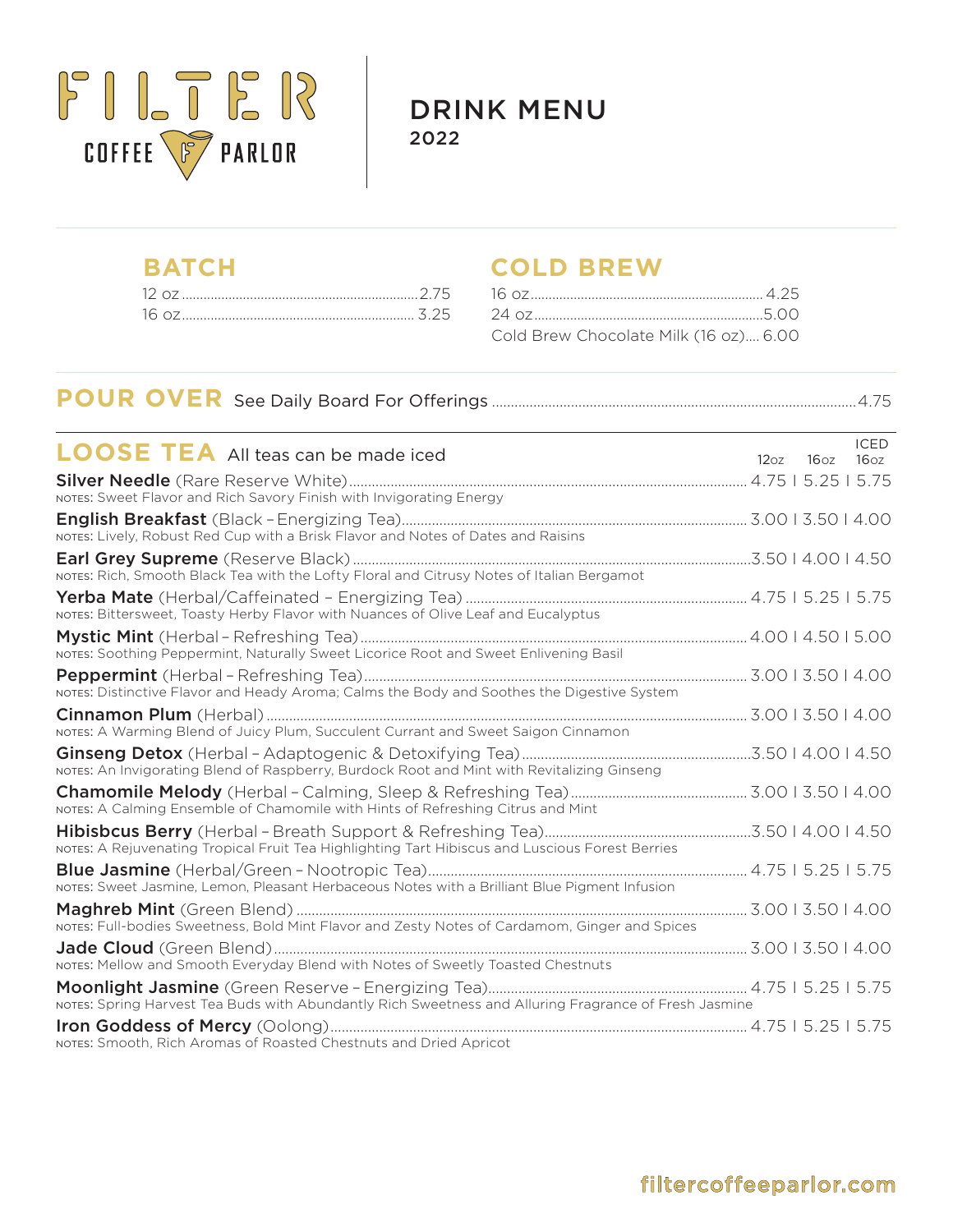# FILTER COFFEE PARLOR

## DRINK MENU
2022

## BATCH

| Size | Price |
|---|---|
| 12 oz | 2.75 |
| 16 oz | 3.25 |

## COLD BREW

| Size | Price |
|---|---|
| 16 oz | 4.25 |
| 24 oz | 5.00 |
| Cold Brew Chocolate Milk (16 oz) | 6.00 |

## POUR OVER

See Daily Board For Offerings ... 4.75

## LOOSE TEA

All teas can be made iced

| Tea | 12oz | 16oz | ICED 16oz |
|---|---|---|---|
| **Silver Needle** (Rare Reserve White)<br>NOTES: Sweet Flavor and Rich Savory Finish with Invigorating Energy | 4.75 | 5.25 | 5.75 |
| **English Breakfast** (Black – Energizing Tea)<br>NOTES: Lively, Robust Red Cup with a Brisk Flavor and Notes of Dates and Raisins | 3.00 | 3.50 | 4.00 |
| **Earl Grey Supreme** (Reserve Black)<br>NOTES: Rich, Smooth Black Tea with the Lofty Floral and Citrusy Notes of Italian Bergamot | 3.50 | 4.00 | 4.50 |
| **Yerba Mate** (Herbal/Caffeinated – Energizing Tea)<br>NOTES: Bittersweet, Toasty Herby Flavor with Nuances of Olive Leaf and Eucalyptus | 4.75 | 5.25 | 5.75 |
| **Mystic Mint** (Herbal – Refreshing Tea)<br>NOTES: Soothing Peppermint, Naturally Sweet Licorice Root and Sweet Enlivening Basil | 4.00 | 4.50 | 5.00 |
| **Peppermint** (Herbal – Refreshing Tea)<br>NOTES: Distinctive Flavor and Heady Aroma; Calms the Body and Soothes the Digestive System | 3.00 | 3.50 | 4.00 |
| **Cinnamon Plum** (Herbal)<br>NOTES: A Warming Blend of Juicy Plum, Succulent Currant and Sweet Saigon Cinnamon | 3.00 | 3.50 | 4.00 |
| **Ginseng Detox** (Herbal – Adaptogenic & Detoxifying Tea)<br>NOTES: An Invigorating Blend of Raspberry, Burdock Root and Mint with Revitalizing Ginseng | 3.50 | 4.00 | 4.50 |
| **Chamomile Melody** (Herbal – Calming, Sleep & Refreshing Tea)<br>NOTES: A Calming Ensemble of Chamomile with Hints of Refreshing Citrus and Mint | 3.00 | 3.50 | 4.00 |
| **Hibisbcus Berry** (Herbal – Breath Support & Refreshing Tea)<br>NOTES: A Rejuvenating Tropical Fruit Tea Highlighting Tart Hibiscus and Luscious Forest Berries | 3.50 | 4.00 | 4.50 |
| **Blue Jasmine** (Herbal/Green – Nootropic Tea)<br>NOTES: Sweet Jasmine, Lemon, Pleasant Herbaceous Notes with a Brilliant Blue Pigment Infusion | 4.75 | 5.25 | 5.75 |
| **Maghreb Mint** (Green Blend)<br>NOTES: Full-bodies Sweetness, Bold Mint Flavor and Zesty Notes of Cardamom, Ginger and Spices | 3.00 | 3.50 | 4.00 |
| **Jade Cloud** (Green Blend)<br>NOTES: Mellow and Smooth Everyday Blend with Notes of Sweetly Toasted Chestnuts | 3.00 | 3.50 | 4.00 |
| **Moonlight Jasmine** (Green Reserve – Energizing Tea)<br>NOTES: Spring Harvest Tea Buds with Abundantly Rich Sweetness and Alluring Fragrance of Fresh Jasmine | 4.75 | 5.25 | 5.75 |
| **Iron Goddess of Mercy** (Oolong)<br>NOTES: Smooth, Rich Aromas of Roasted Chestnuts and Dried Apricot | 4.75 | 5.25 | 5.75 |

filtercoffeeparlor.com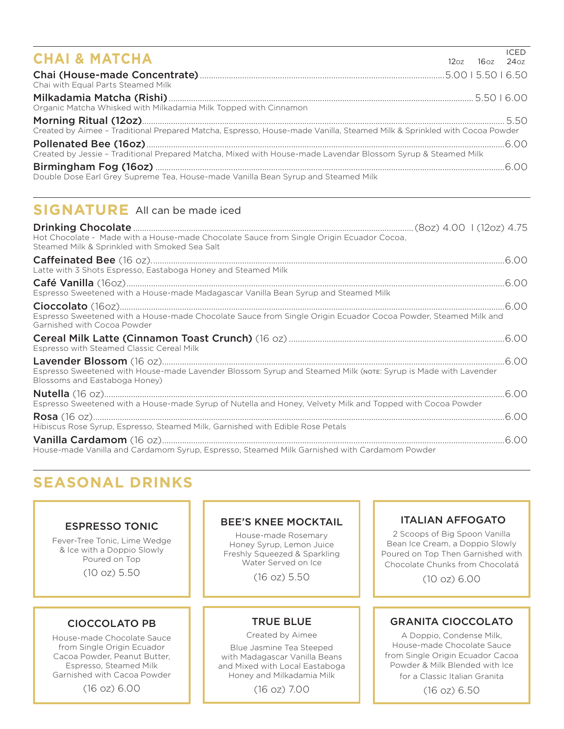## CHAI & MATCHA

| | 12oz | 16oz | ICED 24oz |
|---|---|---|---|
| **Chai (House-made Concentrate)** Chai with Equal Parts Steamed Milk | 5.00 | 5.50 | 6.50 |

**Milkadamia Matcha (Rishi)** ..... 5.50 | 6.00
Organic Matcha Whisked with Milkadamia Milk Topped with Cinnamon

**Morning Ritual (12oz)** ..... 5.50
Created by Aimee – Traditional Prepared Matcha, Espresso, House-made Vanilla, Steamed Milk & Sprinkled with Cocoa Powder

**Pollenated Bee (16oz)** ..... 6.00
Created by Jessie – Traditional Prepared Matcha, Mixed with House-made Lavendar Blossom Syrup & Steamed Milk

**Birmingham Fog (16oz)** ..... 6.00
Double Dose Earl Grey Supreme Tea, House-made Vanilla Bean Syrup and Steamed Milk

## SIGNATURE All can be made iced

**Drinking Chocolate** ..... (8oz) 4.00 | (12oz) 4.75
Hot Chocolate - Made with a House-made Chocolate Sauce from Single Origin Ecuador Cocoa, Steamed Milk & Sprinkled with Smoked Sea Salt

**Caffeinated Bee** (16 oz) ..... 6.00
Latte with 3 Shots Espresso, Eastaboga Honey and Steamed Milk

**Café Vanilla** (16oz) ..... 6.00
Espresso Sweetened with a House-made Madagascar Vanilla Bean Syrup and Steamed Milk

**Cioccolato** (16oz) ..... 6.00
Espresso Sweetened with a House-made Chocolate Sauce from Single Origin Ecuador Cocoa Powder, Steamed Milk and Garnished with Cocoa Powder

**Cereal Milk Latte (Cinnamon Toast Crunch)** (16 oz) ..... 6.00
Espresso with Steamed Classic Cereal Milk

**Lavender Blossom** (16 oz) ..... 6.00
Espresso Sweetened with House-made Lavender Blossom Syrup and Steamed Milk (NOTE: Syrup is Made with Lavender Blossoms and Eastaboga Honey)

**Nutella** (16 oz) ..... 6.00
Espresso Sweetened with a House-made Syrup of Nutella and Honey, Velvety Milk and Topped with Cocoa Powder

**Rosa** (16 oz) ..... 6.00
Hibiscus Rose Syrup, Espresso, Steamed Milk, Garnished with Edible Rose Petals

**Vanilla Cardamom** (16 oz) ..... 6.00
House-made Vanilla and Cardamom Syrup, Espresso, Steamed Milk Garnished with Cardamom Powder

## SEASONAL DRINKS

### ESPRESSO TONIC
Fever-Tree Tonic, Lime Wedge & Ice with a Doppio Slowly Poured on Top

(10 oz) 5.50

### BEE'S KNEE MOCKTAIL
House-made Rosemary Honey Syrup, Lemon Juice Freshly Squeezed & Sparkling Water Served on Ice

(16 oz) 5.50

### ITALIAN AFFOGATO
2 Scoops of Big Spoon Vanilla Bean Ice Cream, a Doppio Slowly Poured on Top Then Garnished with Chocolate Chunks from Chocolatá

(10 oz) 6.00

### CIOCCOLATO PB
House-made Chocolate Sauce from Single Origin Ecuador Cacoa Powder, Peanut Butter, Espresso, Steamed Milk Garnished with Cacoa Powder

(16 oz) 6.00

### TRUE BLUE
Created by Aimee

Blue Jasmine Tea Steeped with Madagascar Vanilla Beans and Mixed with Local Eastaboga Honey and Milkadamia Milk

(16 oz) 7.00

### GRANITA CIOCCOLATO
A Doppio, Condense Milk, House-made Chocolate Sauce from Single Origin Ecuador Cacoa Powder & Milk Blended with Ice for a Classic Italian Granita

(16 oz) 6.50